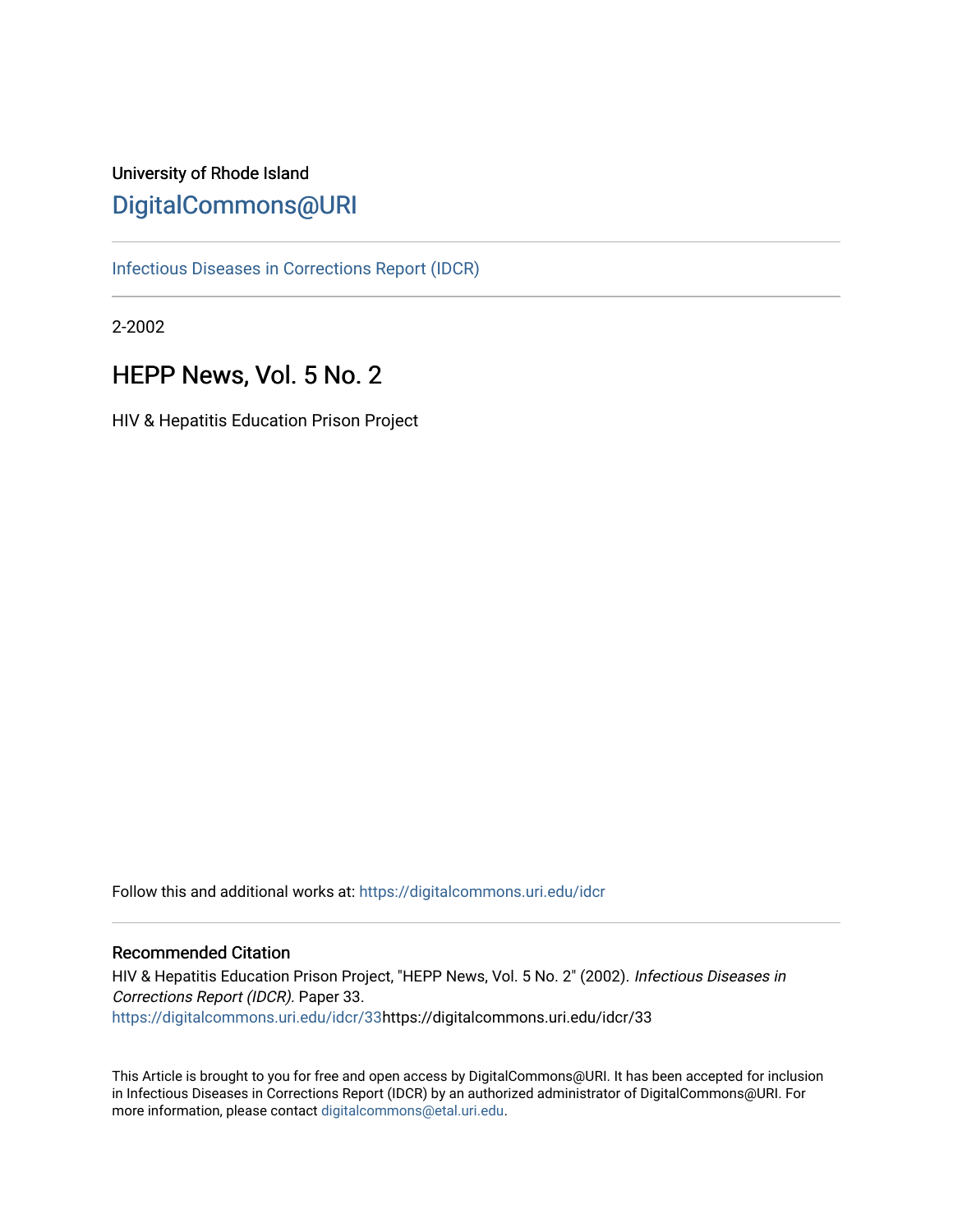University of Rhode Island

# DigitalCommons@URI

Infectious Diseases in Corrections Report (IDCR)

2-2002

## HEPP News, Vol. 5 No. 2

HIV & Hepatitis Education Prison Project

Follow this and additional works at: https://digitalcommons.uri.edu/idcr

### Recommended Citation

HIV & Hepatitis Education Prison Project, "HEPP News, Vol. 5 No. 2" (2002). *Infectious Diseases in Corrections Report (IDCR)*. Paper 33.
https://digitalcommons.uri.edu/idcr/33https://digitalcommons.uri.edu/idcr/33

This Article is brought to you for free and open access by DigitalCommons@URI. It has been accepted for inclusion in Infectious Diseases in Corrections Report (IDCR) by an authorized administrator of DigitalCommons@URI. For more information, please contact digitalcommons@etal.uri.edu.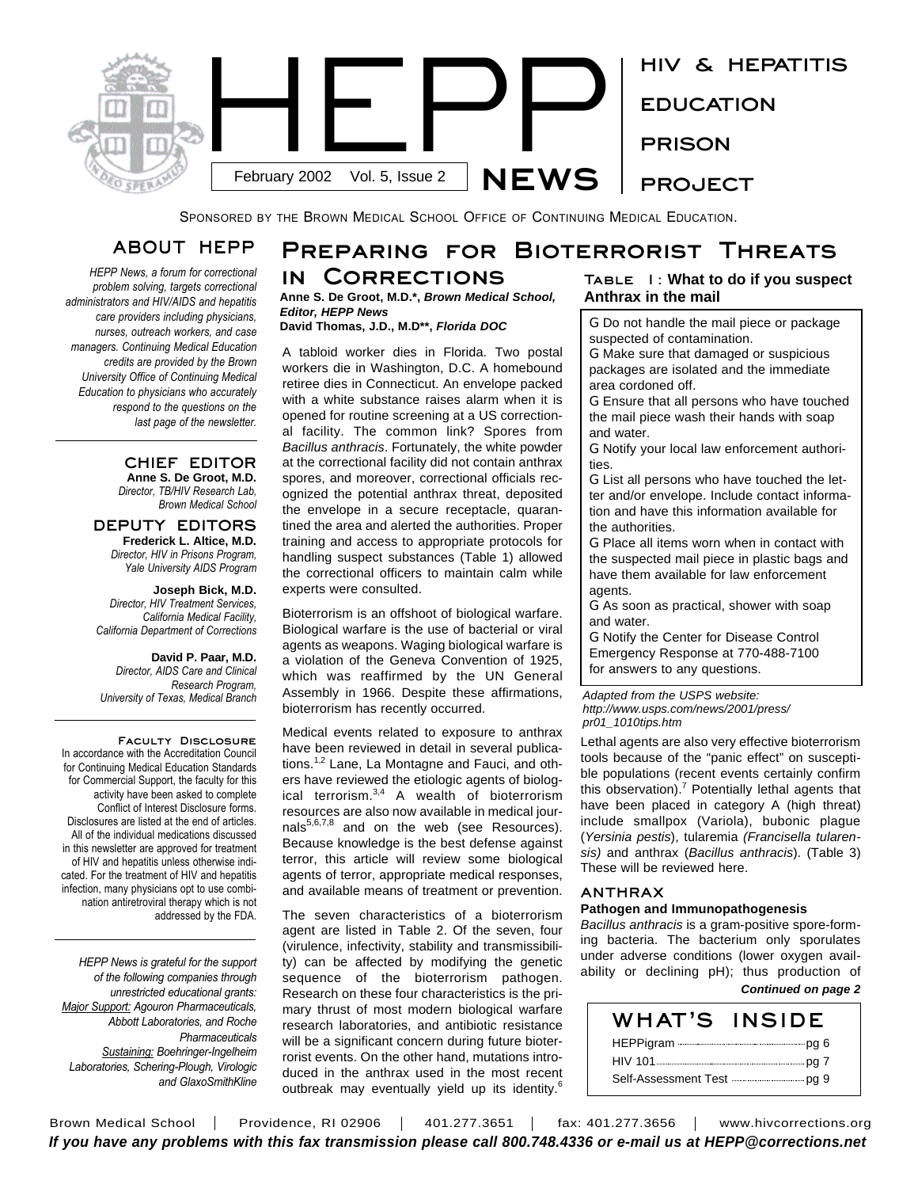# HEPP NEWS

February 2002 Vol. 5, Issue 2

HIV & HEPATITIS EDUCATION PRISON PROJECT

SPONSORED BY THE BROWN MEDICAL SCHOOL OFFICE OF CONTINUING MEDICAL EDUCATION.

## ABOUT HEPP

*HEPP News, a forum for correctional problem solving, targets correctional administrators and HIV/AIDS and hepatitis care providers including physicians, nurses, outreach workers, and case managers. Continuing Medical Education credits are provided by the Brown University Office of Continuing Medical Education to physicians who accurately respond to the questions on the last page of the newsletter.*

### CHIEF EDITOR

**Anne S. De Groot, M.D.**
*Director, TB/HIV Research Lab, Brown Medical School*

### DEPUTY EDITORS

**Frederick L. Altice, M.D.**
*Director, HIV in Prisons Program, Yale University AIDS Program*

**Joseph Bick, M.D.**
*Director, HIV Treatment Services, California Medical Facility, California Department of Corrections*

**David P. Paar, M.D.**
*Director, AIDS Care and Clinical Research Program, University of Texas, Medical Branch*

### Faculty Disclosure

In accordance with the Accreditation Council for Continuing Medical Education Standards for Commercial Support, the faculty for this activity have been asked to complete Conflict of Interest Disclosure forms. Disclosures are listed at the end of articles. All of the individual medications discussed in this newsletter are approved for treatment of HIV and hepatitis unless otherwise indicated. For the treatment of HIV and hepatitis infection, many physicians opt to use combination antiretroviral therapy which is not addressed by the FDA.

*HEPP News is grateful for the support of the following companies through unrestricted educational grants: Major Support: Agouron Pharmaceuticals, Abbott Laboratories, and Roche Pharmaceuticals. Sustaining: Boehringer-Ingelheim Laboratories, Schering-Plough, Virologic and GlaxoSmithKline*

# Preparing for Bioterrorist Threats in Corrections

**Anne S. De Groot, M.D.\*, *Brown Medical School, Editor, HEPP News***
**David Thomas, J.D., M.D\*\*, *Florida DOC***

A tabloid worker dies in Florida. Two postal workers die in Washington, D.C. A homebound retiree dies in Connecticut. An envelope packed with a white substance raises alarm when it is opened for routine screening at a US correctional facility. The common link? Spores from *Bacillus anthracis*. Fortunately, the white powder at the correctional facility did not contain anthrax spores, and moreover, correctional officials recognized the potential anthrax threat, deposited the envelope in a secure receptacle, quarantined the area and alerted the authorities. Proper training and access to appropriate protocols for handling suspect substances (Table 1) allowed the correctional officers to maintain calm while experts were consulted.

Bioterrorism is an offshoot of biological warfare. Biological warfare is the use of bacterial or viral agents as weapons. Waging biological warfare is a violation of the Geneva Convention of 1925, which was reaffirmed by the UN General Assembly in 1966. Despite these affirmations, bioterrorism has recently occurred.

Medical events related to exposure to anthrax have been reviewed in detail in several publications.[1,2] Lane, La Montagne and Fauci, and others have reviewed the etiologic agents of biological terrorism.[3,4] A wealth of bioterrorism resources are also now available in medical journals[5,6,7,8] and on the web (see Resources). Because knowledge is the best defense against terror, this article will review some biological agents of terror, appropriate medical responses, and available means of treatment or prevention.

The seven characteristics of a bioterrorism agent are listed in Table 2. Of the seven, four (virulence, infectivity, stability and transmissibility) can be affected by modifying the genetic sequence of the bioterrorism pathogen. Research on these four characteristics is the primary thrust of most modern biological warfare research laboratories, and antibiotic resistance will be a significant concern during future bioterrorist events. On the other hand, mutations introduced in the anthrax used in the most recent outbreak may eventually yield up its identity.[6]

### Table 1: What to do if you suspect Anthrax in the mail

- Do not handle the mail piece or package suspected of contamination.
- Make sure that damaged or suspicious packages are isolated and the immediate area cordoned off.
- Ensure that all persons who have touched the mail piece wash their hands with soap and water.
- Notify your local law enforcement authorities.
- List all persons who have touched the letter and/or envelope. Include contact information and have this information available for the authorities.
- Place all items worn when in contact with the suspected mail piece in plastic bags and have them available for law enforcement agents.
- As soon as practical, shower with soap and water.
- Notify the Center for Disease Control Emergency Response at 770-488-7100 for answers to any questions.

*Adapted from the USPS website: http://www.usps.com/news/2001/press/pr01_1010tips.htm*

Lethal agents are also very effective bioterrorism tools because of the "panic effect" on susceptible populations (recent events certainly confirm this observation).[7] Potentially lethal agents that have been placed in category A (high threat) include smallpox (Variola), bubonic plague (*Yersinia pestis*), tularemia *(Francisella tularensis)* and anthrax (*Bacillus anthracis*). (Table 3) These will be reviewed here.

## ANTHRAX

**Pathogen and Immunopathogenesis**

*Bacillus anthracis* is a gram-positive spore-forming bacteria. The bacterium only sporulates under adverse conditions (lower oxygen availability or declining pH); thus production of

***Continued on page 2***

## WHAT'S INSIDE

- HEPPigram ........ pg 6
- HIV 101 ........ pg 7
- Self-Assessment Test ........ pg 9

Brown Medical School | Providence, RI 02906 | 401.277.3651 | fax: 401.277.3656 | www.hivcorrections.org

***If you have any problems with this fax transmission please call 800.748.4336 or e-mail us at HEPP@corrections.net***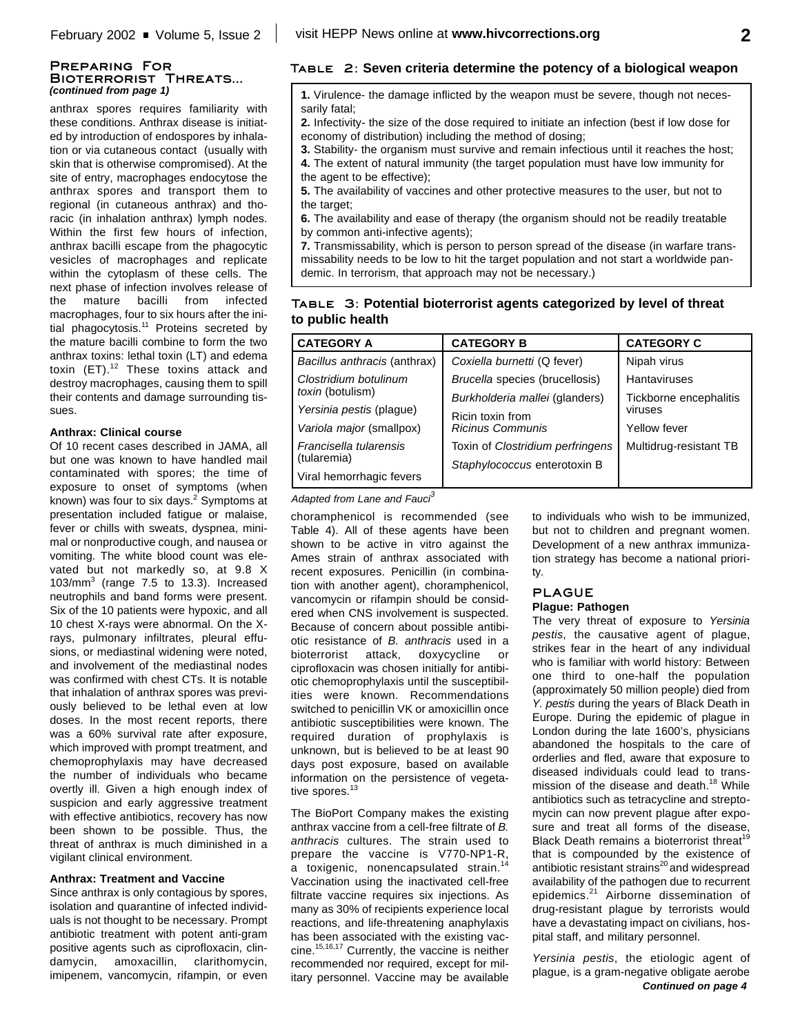## Preparing For Bioterrorist Threats...

*(continued from page 1)*

anthrax spores requires familiarity with these conditions. Anthrax disease is initiated by introduction of endospores by inhalation or via cutaneous contact (usually with skin that is otherwise compromised). At the site of entry, macrophages endocytose the anthrax spores and transport them to regional (in cutaneous anthrax) and thoracic (in inhalation anthrax) lymph nodes. Within the first few hours of infection, anthrax bacilli escape from the phagocytic vesicles of macrophages and replicate within the cytoplasm of these cells. The next phase of infection involves release of the mature bacilli from infected macrophages, four to six hours after the initial phagocytosis.[11] Proteins secreted by the mature bacilli combine to form the two anthrax toxins: lethal toxin (LT) and edema toxin (ET).[12] These toxins attack and destroy macrophages, causing them to spill their contents and damage surrounding tissues.

### Anthrax: Clinical course

Of 10 recent cases described in JAMA, all but one was known to have handled mail contaminated with spores; the time of exposure to onset of symptoms (when known) was four to six days.[2] Symptoms at presentation included fatigue or malaise, fever or chills with sweats, dyspnea, minimal or nonproductive cough, and nausea or vomiting. The white blood count was elevated but not markedly so, at 9.8 X $103/mm^3$ (range 7.5 to 13.3). Increased neutrophils and band forms were present. Six of the 10 patients were hypoxic, and all 10 chest X-rays were abnormal. On the X-rays, pulmonary infiltrates, pleural effusions, or mediastinal widening were noted, and involvement of the mediastinal nodes was confirmed with chest CTs. It is notable that inhalation of anthrax spores was previously believed to be lethal even at low doses. In the most recent reports, there was a 60% survival rate after exposure, which improved with prompt treatment, and chemoprophylaxis may have decreased the number of individuals who became overtly ill. Given a high enough index of suspicion and early aggressive treatment with effective antibiotics, recovery has now been shown to be possible. Thus, the threat of anthrax is much diminished in a vigilant clinical environment.

### Anthrax: Treatment and Vaccine

Since anthrax is only contagious by spores, isolation and quarantine of infected individuals is not thought to be necessary. Prompt antibiotic treatment with potent anti-gram positive agents such as ciprofloxacin, clindamycin, amoxacillin, clarithomycin, imipenem, vancomycin, rifampin, or even chloramphenicol is recommended (see Table 4). All of these agents have been shown to be active in vitro against the Ames strain of anthrax associated with recent exposures. Penicillin (in combination with another agent), choramphenicol, vancomycin or rifampin should be considered when CNS involvement is suspected. Because of concern about possible antibiotic resistance of *B. anthracis* used in a bioterrorist attack, doxycycline or ciprofloxacin was chosen initially for antibiotic chemoprophylaxis until the susceptibilities were known. Recommendations switched to penicillin VK or amoxicillin once antibiotic susceptibilities were known. The required duration of prophylaxis is unknown, but is believed to be at least 90 days post exposure, based on available information on the persistence of vegetative spores.[13]

The BioPort Company makes the existing anthrax vaccine from a cell-free filtrate of *B. anthracis* cultures. The strain used to prepare the vaccine is V770-NP1-R, a toxigenic, nonencapsulated strain.[14] Vaccination using the inactivated cell-free filtrate vaccine requires six injections. As many as 30% of recipients experience local reactions, and life-threatening anaphylaxis has been associated with the existing vaccine.[15,16,17] Currently, the vaccine is neither recommended nor required, except for military personnel. Vaccine may be available to individuals who wish to be immunized, but not to children and pregnant women. Development of a new anthrax immunization strategy has become a national priority.

### Table 2: Seven criteria determine the potency of a biological weapon

**1.** Virulence- the damage inflicted by the weapon must be severe, though not necessarily fatal;
**2.** Infectivity- the size of the dose required to initiate an infection (best if low dose for economy of distribution) including the method of dosing;
**3.** Stability- the organism must survive and remain infectious until it reaches the host;
**4.** The extent of natural immunity (the target population must have low immunity for the agent to be effective);
**5.** The availability of vaccines and other protective measures to the user, but not to the target;
**6.** The availability and ease of therapy (the organism should not be readily treatable by common anti-infective agents);
**7.** Transmissability, which is person to person spread of the disease (in warfare transmissability needs to be low to hit the target population and not start a worldwide pandemic. In terrorism, that approach may not be necessary.)

### Table 3: Potential bioterrorist agents categorized by level of threat to public health

| CATEGORY A | CATEGORY B | CATEGORY C |
|---|---|---|
| *Bacillus anthracis* (anthrax) | *Coxiella burnetti* (Q fever) | Nipah virus |
| *Clostridium botulinum toxin* (botulism) | *Brucella* species (brucellosis) | Hantaviruses |
| *Yersinia pestis* (plague) | *Burkholderia mallei* (glanders) | Tickborne encephalitis viruses |
| *Variola major* (smallpox) | Ricin toxin from *Ricinus Communis* | Yellow fever |
| *Francisella tularensis* (tularemia) | Toxin of *Clostridium perfringens* | Multidrug-resistant TB |
| Viral hemorrhagic fevers | *Staphylococcus* enterotoxin B | |

*Adapted from Lane and Fauci[3]*

## PLAGUE

### Plague: Pathogen

The very threat of exposure to *Yersinia pestis*, the causative agent of plague, strikes fear in the heart of any individual who is familiar with world history: Between one third to one-half the population (approximately 50 million people) died from *Y. pestis* during the years of Black Death in Europe. During the epidemic of plague in London during the late 1600's, physicians abandoned the hospitals to the care of orderlies and fled, aware that exposure to diseased individuals could lead to transmission of the disease and death.[18] While antibiotics such as tetracycline and streptomycin can now prevent plague after exposure and treat all forms of the disease, Black Death remains a bioterrorist threat[19] that is compounded by the existence of antibiotic resistant strains[20] and widespread availability of the pathogen due to recurrent epidemics.[21] Airborne dissemination of drug-resistant plague by terrorists would have a devastating impact on civilians, hospital staff, and military personnel.

*Yersinia pestis*, the etiologic agent of plague, is a gram-negative obligate aerobe

***Continued on page 4***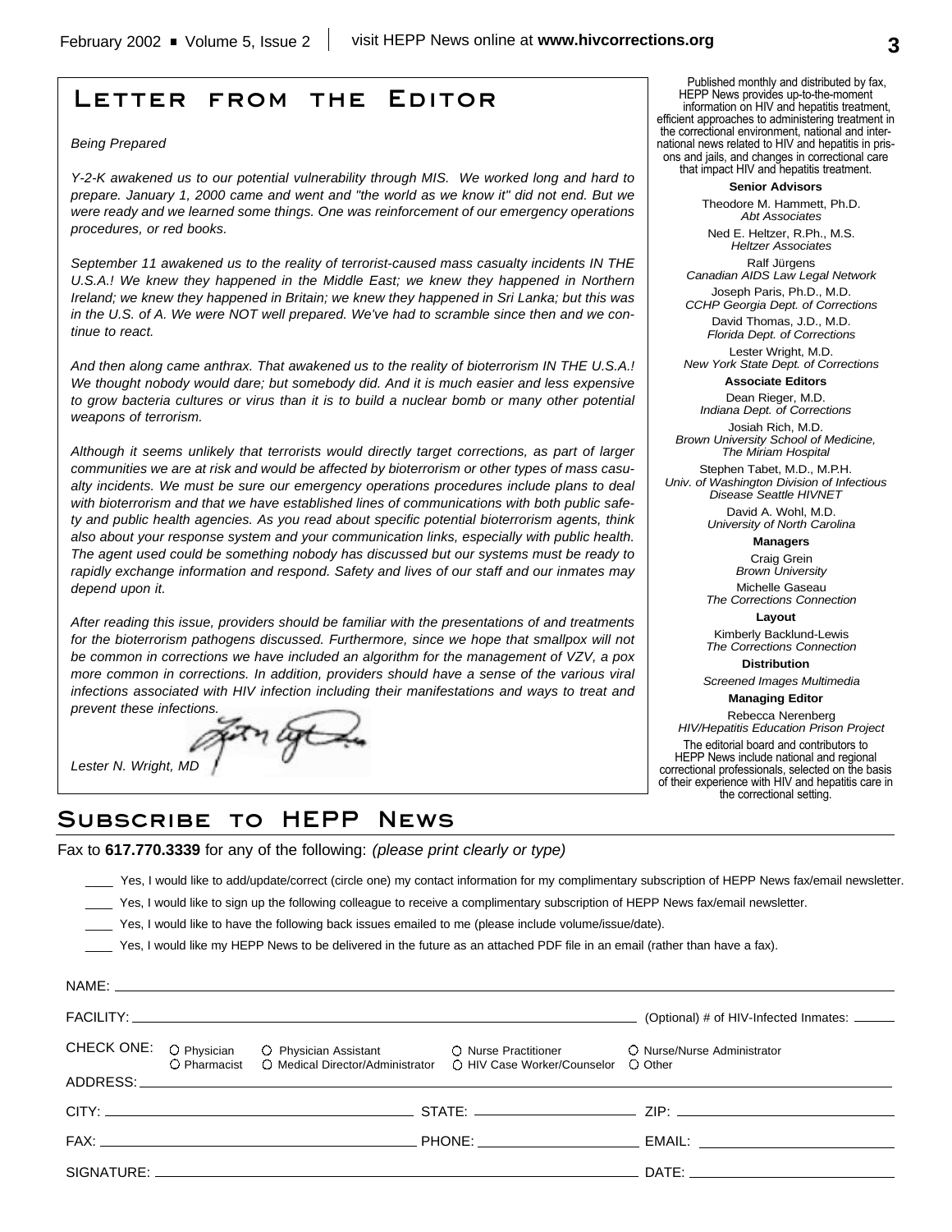# Letter from the Editor

*Being Prepared*

*Y-2-K awakened us to our potential vulnerability through MIS. We worked long and hard to prepare. January 1, 2000 came and went and "the world as we know it" did not end. But we were ready and we learned some things. One was reinforcement of our emergency operations procedures, or red books.*

*September 11 awakened us to the reality of terrorist-caused mass casualty incidents IN THE U.S.A.! We knew they happened in the Middle East; we knew they happened in Northern Ireland; we knew they happened in Britain; we knew they happened in Sri Lanka; but this was in the U.S. of A. We were NOT well prepared. We've had to scramble since then and we continue to react.*

*And then along came anthrax. That awakened us to the reality of bioterrorism IN THE U.S.A.! We thought nobody would dare; but somebody did. And it is much easier and less expensive to grow bacteria cultures or virus than it is to build a nuclear bomb or many other potential weapons of terrorism.*

*Although it seems unlikely that terrorists would directly target corrections, as part of larger communities we are at risk and would be affected by bioterrorism or other types of mass casualty incidents. We must be sure our emergency operations procedures include plans to deal with bioterrorism and that we have established lines of communications with both public safety and public health agencies. As you read about specific potential bioterrorism agents, think also about your response system and your communication links, especially with public health. The agent used could be something nobody has discussed but our systems must be ready to rapidly exchange information and respond. Safety and lives of our staff and our inmates may depend upon it.*

*After reading this issue, providers should be familiar with the presentations of and treatments for the bioterrorism pathogens discussed. Furthermore, since we hope that smallpox will not be common in corrections we have included an algorithm for the management of VZV, a pox more common in corrections. In addition, providers should have a sense of the various viral infections associated with HIV infection including their manifestations and ways to treat and prevent these infections.*

*Lester N. Wright, MD*

Published monthly and distributed by fax, HEPP News provides up-to-the-moment information on HIV and hepatitis treatment, efficient approaches to administering treatment in the correctional environment, national and international news related to HIV and hepatitis in prisons and jails, and changes in correctional care that impact HIV and hepatitis treatment.

**Senior Advisors**

Theodore M. Hammett, Ph.D.
*Abt Associates*

Ned E. Heltzer, R.Ph., M.S.
*Heltzer Associates*

Ralf Jürgens
*Canadian AIDS Law Legal Network*

Joseph Paris, Ph.D., M.D.
*CCHP Georgia Dept. of Corrections*

David Thomas, J.D., M.D.
*Florida Dept. of Corrections*

Lester Wright, M.D.
*New York State Dept. of Corrections*

**Associate Editors**

Dean Rieger, M.D.
*Indiana Dept. of Corrections*

Josiah Rich, M.D.
*Brown University School of Medicine, The Miriam Hospital*

Stephen Tabet, M.D., M.P.H.
*Univ. of Washington Division of Infectious Disease Seattle HIVNET*

David A. Wohl, M.D.
*University of North Carolina*

**Managers**

Craig Grein
*Brown University*

Michelle Gaseau
*The Corrections Connection*

**Layout**

Kimberly Backlund-Lewis
*The Corrections Connection*

**Distribution**

*Screened Images Multimedia*

**Managing Editor**

Rebecca Nerenberg
*HIV/Hepatitis Education Prison Project*

The editorial board and contributors to HEPP News include national and regional correctional professionals, selected on the basis of their experience with HIV and hepatitis care in the correctional setting.

# Subscribe to HEPP News

Fax to **617.770.3339** for any of the following: *(please print clearly or type)*

____ Yes, I would like to add/update/correct (circle one) my contact information for my complimentary subscription of HEPP News fax/email newsletter.

____ Yes, I would like to sign up the following colleague to receive a complimentary subscription of HEPP News fax/email newsletter.

____ Yes, I would like to have the following back issues emailed to me (please include volume/issue/date).

____ Yes, I would like my HEPP News to be delivered in the future as an attached PDF file in an email (rather than have a fax).

NAME: ____________________

FACILITY: ____________________ (Optional) # of HIV-Infected Inmates: ______

CHECK ONE: ○ Physician ○ Physician Assistant ○ Nurse Practitioner ○ Nurse/Nurse Administrator ○ Pharmacist ○ Medical Director/Administrator ○ HIV Case Worker/Counselor ○ Other

ADDRESS: ____________________

CITY: ____________________ STATE: ____________________ ZIP: ____________________

FAX: ____________________ PHONE: ____________________ EMAIL: ____________________

SIGNATURE: ____________________ DATE: ____________________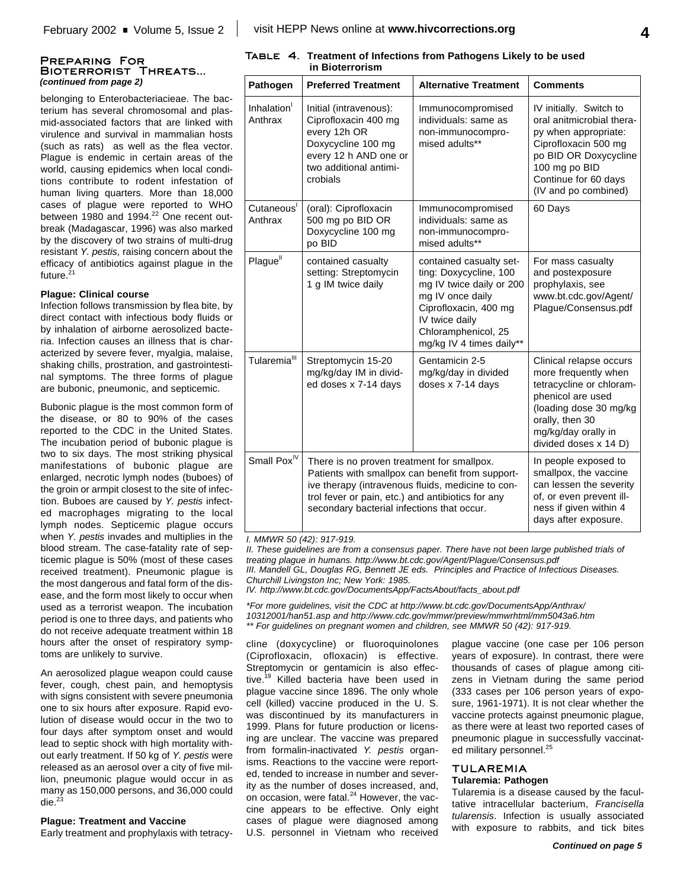## Preparing For Bioterrorist Threats...

*(continued from page 2)*

belonging to Enterobacteriacieae. The bacterium has several chromosomal and plasmid-associated factors that are linked with virulence and survival in mammalian hosts (such as rats) as well as the flea vector. Plague is endemic in certain areas of the world, causing epidemics when local conditions contribute to rodent infestation of human living quarters. More than 18,000 cases of plague were reported to WHO between 1980 and 1994.[22] One recent outbreak (Madagascar, 1996) was also marked by the discovery of two strains of multi-drug resistant *Y. pestis*, raising concern about the efficacy of antibiotics against plague in the future.[21]

**Plague: Clinical course**

Infection follows transmission by flea bite, by direct contact with infectious body fluids or by inhalation of airborne aerosolized bacteria. Infection causes an illness that is characterized by severe fever, myalgia, malaise, shaking chills, prostration, and gastrointestinal symptoms. The three forms of plague are bubonic, pneumonic, and septicemic.

Bubonic plague is the most common form of the disease, or 80 to 90% of the cases reported to the CDC in the United States. The incubation period of bubonic plague is two to six days. The most striking physical manifestations of bubonic plague are enlarged, necrotic lymph nodes (buboes) of the groin or armpit closest to the site of infection. Buboes are caused by *Y. pestis* infected macrophages migrating to the local lymph nodes. Septicemic plague occurs when *Y. pestis* invades and multiplies in the blood stream. The case-fatality rate of septicemic plague is 50% (most of these cases received treatment). Pneumonic plague is the most dangerous and fatal form of the disease, and the form most likely to occur when used as a terrorist weapon. The incubation period is one to three days, and patients who do not receive adequate treatment within 18 hours after the onset of respiratory symptoms are unlikely to survive.

An aerosolized plague weapon could cause fever, cough, chest pain, and hemoptysis with signs consistent with severe pneumonia one to six hours after exposure. Rapid evolution of disease would occur in the two to four days after symptom onset and would lead to septic shock with high mortality without early treatment. If 50 kg of *Y. pestis* were released as an aerosol over a city of five million, pneumonic plague would occur in as many as 150,000 persons, and 36,000 could die.[23]

**Plague: Treatment and Vaccine**

Early treatment and prophylaxis with tetracycline (doxycycline) or fluoroquinolones (Ciprofloxacin, ofloxacin) is effective. Streptomycin or gentamicin is also effective.[19] Killed bacteria have been used in plague vaccine since 1896. The only whole cell (killed) vaccine produced in the U. S. was discontinued by its manufacturers in 1999. Plans for future production or licensing are unclear. The vaccine was prepared from formalin-inactivated *Y. pestis* organisms. Reactions to the vaccine were reported, tended to increase in number and severity as the number of doses increased, and, on occasion, were fatal.[24] However, the vaccine appears to be effective. Only eight cases of plague were diagnosed among U.S. personnel in Vietnam who received plague vaccine (one case per $10^6$ person years of exposure). In contrast, there were thousands of cases of plague among citizens in Vietnam during the same period (333 cases per $10^6$ person years of exposure, 1961-1971). It is not clear whether the vaccine protects against pneumonic plague, as there were at least two reported cases of pneumonic plague in successfully vaccinated military personnel.[25]

**Table 4. Treatment of Infections from Pathogens Likely to be used in Bioterrorism**

| Pathogen | Preferred Treatment | Alternative Treatment | Comments |
|---|---|---|---|
| Inhalation[I] Anthrax | Initial (intravenous): Ciprofloxacin 400 mg every 12h OR Doxycycline 100 mg every 12 h AND one or two additional antimicrobials | Immunocompromised individuals: same as non-immunocompromised adults** | IV initially. Switch to oral anitmicrobial therapy when appropriate: Ciprofloxacin 500 mg po BID OR Doxycycline 100 mg po BID Continue for 60 days (IV and po combined) |
| Cutaneous[I] Anthrax | (oral): Ciprofloxacin 500 mg po BID OR Doxycycline 100 mg po BID | Immunocompromised individuals: same as non-immunocompromised adults** | 60 Days |
| Plague[II] | contained casualty setting: Streptomycin 1 g IM twice daily | contained casualty setting: Doxycycline, 100 mg IV twice daily or 200 mg IV once daily Ciprofloxacin, 400 mg IV twice daily Chloramphenicol, 25 mg/kg IV 4 times daily** | For mass casualty and postexposure prophylaxis, see www.bt.cdc.gov/Agent/Plague/Consensus.pdf |
| Tularemia[III] | Streptomycin 15-20 mg/kg/day IM in divided doses x 7-14 days | Gentamicin 2-5 mg/kg/day in divided doses x 7-14 days | Clinical relapse occurs more frequently when tetracycline or chloramphenicol are used (loading dose 30 mg/kg orally, then 30 mg/kg/day orally in divided doses x 14 D) |
| Small Pox[IV] | There is no proven treatment for smallpox. Patients with smallpox can benefit from supportive therapy (intravenous fluids, medicine to control fever or pain, etc.) and antibiotics for any secondary bacterial infections that occur. | | In people exposed to smallpox, the vaccine can lessen the severity of, or even prevent illness if given within 4 days after exposure. |

*I. MMWR 50 (42): 917-919.*
*II. These guidelines are from a consensus paper. There have not been large published trials of treating plague in humans. http://www.bt.cdc.gov/Agent/Plague/Consensus.pdf*
*III. Mandell GL, Douglas RG, Bennett JE eds. Principles and Practice of Infectious Diseases. Churchill Livingston Inc; New York: 1985.*
*IV. http://www.bt.cdc.gov/DocumentsApp/FactsAbout/facts_about.pdf*

**For more guidelines, visit the CDC at http://www.bt.cdc.gov/DocumentsApp/Anthrax/10312001/han51.asp and http://www.cdc.gov/mmwr/preview/mmwrhtml/mm5043a6.htm*
*** For guidelines on pregnant women and children, see MMWR 50 (42): 917-919.*

## TULAREMIA

**Tularemia: Pathogen**

Tularemia is a disease caused by the facultative intracellular bacterium, *Francisella tularensis*. Infection is usually associated with exposure to rabbits, and tick bites

*Continued on page 5*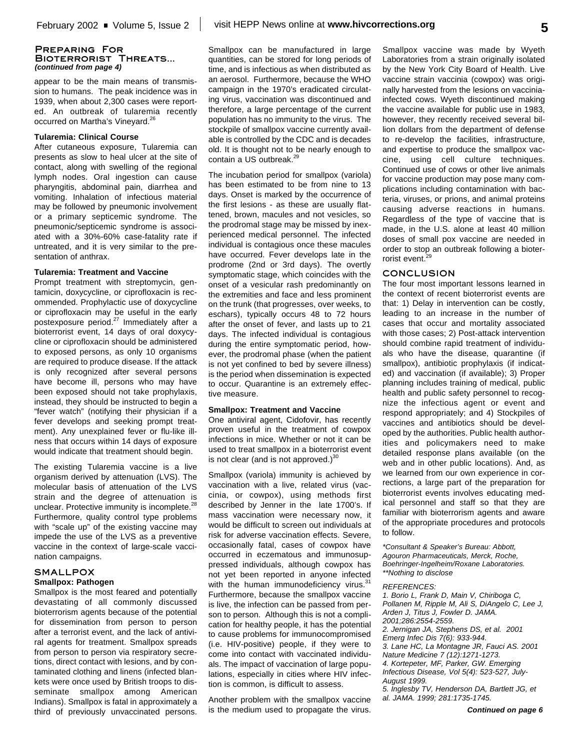## PREPARING FOR BIOTERRORIST THREATS...

*(continued from page 4)*

appear to be the main means of transmission to humans. The peak incidence was in 1939, when about 2,300 cases were reported. An outbreak of tularemia recently occurred on Martha's Vineyard.[26]

**Tularemia: Clinical Course**

After cutaneous exposure, Tularemia can presents as slow to heal ulcer at the site of contact, along with swelling of the regional lymph nodes. Oral ingestion can cause pharyngitis, abdominal pain, diarrhea and vomiting. Inhalation of infectious material may be followed by pneumonic involvement or a primary septicemic syndrome. The pneumonic/septicemic syndrome is associated with a 30%-60% case-fatality rate if untreated, and it is very similar to the presentation of anthrax.

**Tularemia: Treatment and Vaccine**

Prompt treatment with streptomycin, gentamicin, doxycycline, or ciprofloxacin is recommended. Prophylactic use of doxycycline or ciprofloxacin may be useful in the early postexposure period.[27] Immediately after a bioterrorist event, 14 days of oral doxycycline or ciprofloxacin should be administered to exposed persons, as only 10 organisms are required to produce disease. If the attack is only recognized after several persons have become ill, persons who may have been exposed should not take prophylaxis, instead, they should be instructed to begin a "fever watch" (notifying their physician if a fever develops and seeking prompt treatment). Any unexplained fever or flu-like illness that occurs within 14 days of exposure would indicate that treatment should begin.

The existing Tularemia vaccine is a live organism derived by attenuation (LVS). The molecular basis of attenuation of the LVS strain and the degree of attenuation is unclear. Protective immunity is incomplete.[28] Furthermore, quality control type problems with "scale up" of the existing vaccine may impede the use of the LVS as a preventive vaccine in the context of large-scale vaccination campaigns.

## SMALLPOX

**Smallpox: Pathogen**

Smallpox is the most feared and potentially devastating of all commonly discussed bioterrorism agents because of the potential for dissemination from person to person after a terrorist event, and the lack of antiviral agents for treatment. Smallpox spreads from person to person via respiratory secretions, direct contact with lesions, and by contaminated clothing and linens (infected blankets were once used by British troops to disseminate smallpox among American Indians). Smallpox is fatal in approximately a third of previously unvaccinated persons. Smallpox can be manufactured in large quantities, can be stored for long periods of time, and is infectious as when distributed as an aerosol. Furthermore, because the WHO campaign in the 1970's eradicated circulating virus, vaccination was discontinued and therefore, a large percentage of the current population has no immunity to the virus. The stockpile of smallpox vaccine currently available is controlled by the CDC and is decades old. It is thought not to be nearly enough to contain a US outbreak.[29]

The incubation period for smallpox (variola) has been estimated to be from nine to 13 days. Onset is marked by the occurrence of the first lesions - as these are usually flattened, brown, macules and not vesicles, so the prodromal stage may be missed by inexperienced medical personnel. The infected individual is contagious once these macules have occurred. Fever develops late in the prodrome (2nd or 3rd days). The overtly symptomatic stage, which coincides with the onset of a vesicular rash predominantly on the extremities and face and less prominent on the trunk (that progresses, over weeks, to eschars), typically occurs 48 to 72 hours after the onset of fever, and lasts up to 21 days. The infected individual is contagious during the entire symptomatic period, however, the prodromal phase (when the patient is not yet confined to bed by severe illness) is the period when dissemination is expected to occur. Quarantine is an extremely effective measure.

**Smallpox: Treatment and Vaccine**

One antiviral agent, Cidofovir, has recently proven useful in the treatment of cowpox infections in mice. Whether or not it can be used to treat smallpox in a bioterrorist event is not clear (and is not approved.)[30]

Smallpox (variola) immunity is achieved by vaccination with a live, related virus (vaccinia, or cowpox), using methods first described by Jenner in the late 1700's. If mass vaccination were necessary now, it would be difficult to screen out individuals at risk for adverse vaccination effects. Severe, occasionally fatal, cases of cowpox have occurred in eczematous and immunosuppressed individuals, although cowpox has not yet been reported in anyone infected with the human immunodeficiency virus.[31] Furthermore, because the smallpox vaccine is live, the infection can be passed from person to person. Although this is not a complication for healthy people, it has the potential to cause problems for immunocompromised (i.e. HIV-positive) people, if they were to come into contact with vaccinated individuals. The impact of vaccination of large populations, especially in cities where HIV infection is common, is difficult to assess.

Another problem with the smallpox vaccine is the medium used to propagate the virus. Smallpox vaccine was made by Wyeth Laboratories from a strain originally isolated by the New York City Board of Health. Live vaccine strain vaccinia (cowpox) was originally harvested from the lesions on vaccinia-infected cows. Wyeth discontinued making the vaccine available for public use in 1983, however, they recently received several billion dollars from the department of defense to re-develop the facilities, infrastructure, and expertise to produce the smallpox vaccine, using cell culture techniques. Continued use of cows or other live animals for vaccine production may pose many complications including contamination with bacteria, viruses, or prions, and animal proteins causing adverse reactions in humans. Regardless of the type of vaccine that is made, in the U.S. alone at least 40 million doses of small pox vaccine are needed in order to stop an outbreak following a bioterrorist event.[29]

## CONCLUSION

The four most important lessons learned in the context of recent bioterrorist events are that: 1) Delay in intervention can be costly, leading to an increase in the number of cases that occur and mortality associated with those cases; 2) Post-attack intervention should combine rapid treatment of individuals who have the disease, quarantine (if smallpox), antibiotic prophylaxis (if indicated) and vaccination (if available); 3) Proper planning includes training of medical, public health and public safety personnel to recognize the infectious agent or event and respond appropriately; and 4) Stockpiles of vaccines and antibiotics should be developed by the authorities. Public health authorities and policymakers need to make detailed response plans available (on the web and in other public locations). And, as we learned from our own experience in corrections, a large part of the preparation for bioterrorist events involves educating medical personnel and staff so that they are familiar with bioterrorism agents and aware of the appropriate procedures and protocols to follow.

*\*Consultant & Speaker's Bureau: Abbott, Agouron Pharmaceuticals, Merck, Roche, Boehringer-Ingelheim/Roxane Laboratories.*
*\*\*Nothing to disclose*

*REFERENCES:*

*1. Borio L, Frank D, Main V, Chiriboga C, Pollanen M, Ripple M, Ali S, DiAngelo C, Lee J, Arden J, Titus J, Fowler D. JAMA. 2001;286:2554-2559.*
*2. Jernigan JA, Stephens DS, et al. 2001 Emerg Infec Dis 7(6): 933-944.*
*3. Lane HC, La Montagne JR, Fauci AS. 2001 Nature Medicine 7 (12):1271-1273.*
*4. Kortepeter, MF, Parker, GW. Emerging Infectious Disease, Vol 5(4): 523-527, July-August 1999.*
*5. Inglesby TV, Henderson DA, Bartlett JG, et al. JAMA. 1999; 281:1735-1745.*

***Continued on page 6***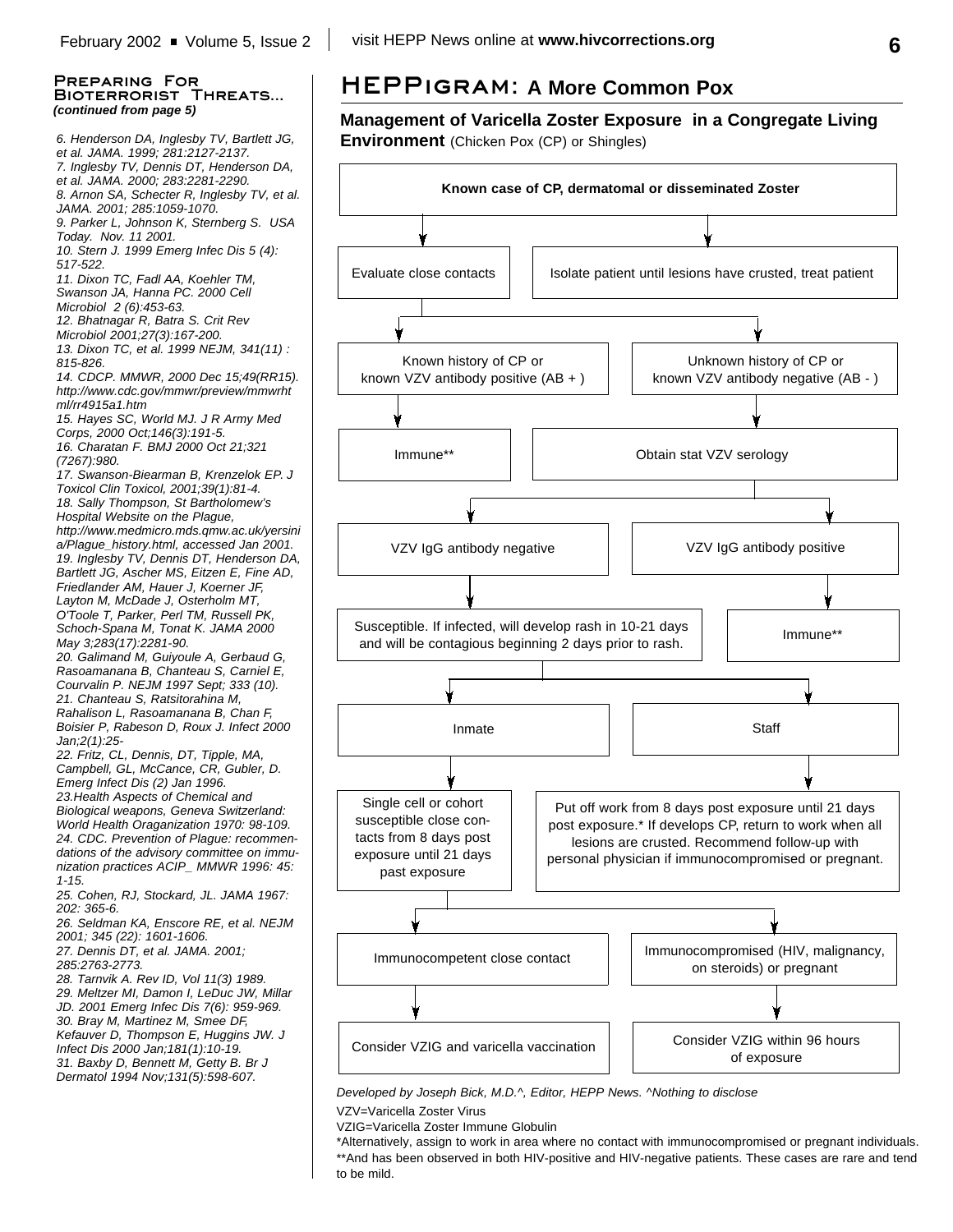### Preparing For Bioterrorist Threats...

*(continued from page 5)*

6. Henderson DA, Inglesby TV, Bartlett JG, et al. JAMA. 1999; 281:2127-2137.
7. Inglesby TV, Dennis DT, Henderson DA, et al. JAMA. 2000; 283:2281-2290.
8. Arnon SA, Schecter R, Inglesby TV, et al. JAMA. 2001; 285:1059-1070.
9. Parker L, Johnson K, Sternberg S. USA Today. Nov. 11 2001.
10. Stern J. 1999 Emerg Infec Dis 5 (4): 517-522.
11. Dixon TC, Fadl AA, Koehler TM, Swanson JA, Hanna PC. 2000 Cell Microbiol 2 (6):453-63.
12. Bhatnagar R, Batra S. Crit Rev Microbiol 2001;27(3):167-200.
13. Dixon TC, et al. 1999 NEJM, 341(11) : 815-826.
14. CDCP. MMWR, 2000 Dec 15;49(RR15). http://www.cdc.gov/mmwr/preview/mmwrhtml/rr4915a1.htm
15. Hayes SC, World MJ. J R Army Med Corps, 2000 Oct;146(3):191-5.
16. Charatan F. BMJ 2000 Oct 21;321 (7267):980.
17. Swanson-Bearman B, Krenzelok EP. J Toxicol Clin Toxicol, 2001;39(1):81-4.
18. Sally Thompson, St Bartholomew's Hospital Website on the Plague, http://www.medmicro.mds.qmw.ac.uk/yersinia/Plague_history.html, accessed Jan 2001.
19. Inglesby TV, Dennis DT, Henderson DA, Bartlett JG, Ascher MS, Eitzen E, Fine AD, Friedlander AM, Hauer J, Koerner JF, Layton M, McDade J, Osterholm MT, O'Toole T, Parker, Perl TM, Russell PK, Schoch-Spana M, Tonat K. JAMA 2000 May 3;283(17):2281-90.
20. Galimand M, Guiyoule A, Gerbaud G, Rasoamanana B, Chanteau S, Carniel E, Courvalin P. NEJM 1997 Sept; 333 (10).
21. Chanteau S, Ratsitorahina M, Rahalison L, Rasoamanana B, Chan F, Boisier P, Rabeson D, Roux J. Infect 2000 Jan;2(1):25-
22. Fritz, CL, Dennis, DT, Tipple, MA, Campbell, GL, McCance, CR, Gubler, D. Emerg Infect Dis (2) Jan 1996.
23. Health Aspects of Chemical and Biological weapons, Geneva Switzerland: World Health Oraganization 1970: 98-109.
24. CDC. Prevention of Plague: recommendations of the advisory committee on immunization practices ACIP_ MMWR 1996: 45: 1-15.
25. Cohen, RJ, Stockard, JL. JAMA 1967: 202: 365-6.
26. Seldman KA, Enscore RE, et al. NEJM 2001; 345 (22): 1601-1606.
27. Dennis DT, et al. JAMA. 2001; 285:2763-2773.
28. Tarnvik A. Rev ID, Vol 11(3) 1989.
29. Meltzer MI, Damon I, LeDuc JW, Millar JD. 2001 Emerg Infec Dis 7(6): 959-969.
30. Bray M, Martinez M, Smee DF, Kefauver D, Thompson E, Huggins JW. J Infect Dis 2000 Jan;181(1):10-19.
31. Baxby D, Bennett M, Getty B. Br J Dermatol 1994 Nov;131(5):598-607.

# HEPPigram: A More Common Pox

## Management of Varicella Zoster Exposure in a Congregate Living Environment (Chicken Pox (CP) or Shingles)

**Known case of CP, dermatomal or disseminated Zoster**

- Isolate patient until lesions have crusted, treat patient
- Evaluate close contacts
  - Known history of CP or known VZV antibody positive (AB +) → Immune**
  - Unknown history of CP or known VZV antibody negative (AB -) → Obtain stat VZV serology
    - VZV IgG antibody positive → Immune**
    - VZV IgG antibody negative → Susceptible. If infected, will develop rash in 10-21 days and will be contagious beginning 2 days prior to rash.
      - Staff → Put off work from 8 days post exposure until 21 days post exposure.* If develops CP, return to work when all lesions are crusted. Recommend follow-up with personal physician if immunocompromised or pregnant.
      - Inmate → Single cell or cohort susceptible close contacts from 8 days post exposure until 21 days past exposure
        - Immunocompetent close contact → Consider VZIG and varicella vaccination
        - Immunocompromised (HIV, malignancy, on steroids) or pregnant → Consider VZIG within 96 hours of exposure

*Developed by Joseph Bick, M.D.^, Editor, HEPP News. ^Nothing to disclose*

VZV=Varicella Zoster Virus

VZIG=Varicella Zoster Immune Globulin

*Alternatively, assign to work in area where no contact with immunocompromised or pregnant individuals.

**And has been observed in both HIV-positive and HIV-negative patients. These cases are rare and tend to be mild.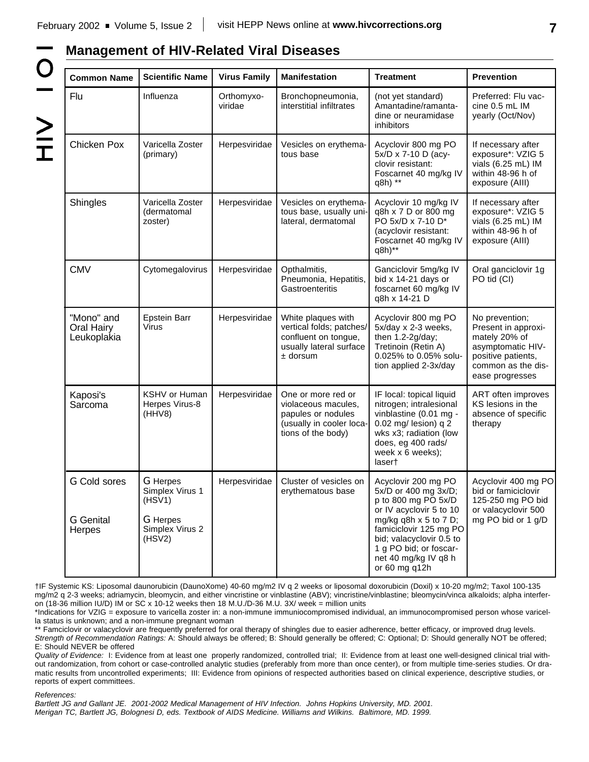## Management of HIV-Related Viral Diseases

| Common Name | Scientific Name | Virus Family | Manifestation | Treatment | Prevention |
|---|---|---|---|---|---|
| Flu | Influenza | Orthomyxo-viridae | Bronchopneumonia, interstitial infiltrates | (not yet standard) Amantadine/ramantadine or neuramidase inhibitors | Preferred: Flu vaccine 0.5 mL IM yearly (Oct/Nov) |
| Chicken Pox | Varicella Zoster (primary) | Herpesviridae | Vesicles on erythematous base | Acyclovir 800 mg PO 5x/D x 7-10 D (acyclovir resistant: Foscarnet 40 mg/kg IV q8h) ** | If necessary after exposure*: VZIG 5 vials (6.25 mL) IM within 48-96 h of exposure (AIII) |
| Shingles | Varicella Zoster (dermatomal zoster) | Herpesviridae | Vesicles on erythematous base, usually unilateral, dermatomal | Acyclovir 10 mg/kg IV q8h x 7 D or 800 mg PO 5x/D x 7-10 D* (acyclovir resistant: Foscarnet 40 mg/kg IV q8h)** | If necessary after exposure*: VZIG 5 vials (6.25 mL) IM within 48-96 h of exposure (AIII) |
| CMV | Cytomegalovirus | Herpesviridae | Opthalmitis, Pneumonia, Hepatitis, Gastroenteritis | Ganciclovir 5mg/kg IV bid x 14-21 days or foscarnet 60 mg/kg IV q8h x 14-21 D | Oral ganciclovir 1g PO tid (CI) |
| "Mono" and Oral Hairy Leukoplakia | Epstein Barr Virus | Herpesviridae | White plaques with vertical folds; patches/ confluent on tongue, usually lateral surface ± dorsum | Acyclovir 800 mg PO 5x/day x 2-3 weeks, then 1.2-2g/day; Tretinoin (Retin A) 0.025% to 0.05% solution applied 2-3x/day | No prevention; Present in approximately 20% of asymptomatic HIV-positive patients, common as the disease progresses |
| Kaposi's Sarcoma | KSHV or Human Herpes Virus-8 (HHV8) | Herpesviridae | One or more red or violaceous macules, papules or nodules (usually in cooler locations of the body) | IF local: topical liquid nitrogen; intralesional vinblastine (0.01 mg - 0.02 mg/ lesion) q 2 wks x3; radiation (low does, eg 400 rads/ week x 6 weeks); laser† | ART often improves KS lesions in the absence of specific therapy |
| G Cold sores<br><br>G Genital Herpes | G Herpes Simplex Virus 1 (HSV1)<br><br>G Herpes Simplex Virus 2 (HSV2) | Herpesviridae | Cluster of vesicles on erythematous base | Acyclovir 200 mg PO 5x/D or 400 mg 3x/D; p to 800 mg PO 5x/D or IV acyclovir 5 to 10 mg/kg q8h x 5 to 7 D; famiciclovir 125 mg PO bid; valacyclovir 0.5 to 1 g PO bid; or foscarnet 40 mg/kg IV q8 h or 60 mg q12h | Acyclovir 400 mg PO bid or famiciclovir 125-250 mg PO bid or valacyclovir 500 mg PO bid or 1 g/D |

†IF Systemic KS: Liposomal daunorubicin (DaunoXome) 40-60 mg/m2 IV q 2 weeks or liposomal doxorubicin (Doxil) x 10-20 mg/m2; Taxol 100-135 mg/m2 q 2-3 weeks; adriamycin, bleomycin, and either vincristine or vinblastine (ABV); vincristine/vinblastine; bleomycin/vinca alkaloids; alpha interferon (18-36 million IU/D) IM or SC x 10-12 weeks then 18 M.U./D-36 M.U. 3X/ week = million units

*Indications for VZIG = exposure to varicella zoster in: a non-immune immunocompromised individual, an immunocompromised person whose varicella status is unknown; and a non-immune pregnant woman

** Famciclovir or valacyclovir are frequently preferred for oral therapy of shingles due to easier adherence, better efficacy, or improved drug levels.

*Strength of Recommendation Ratings:* A: Should always be offered; B: Should generally be offered; C: Optional; D: Should generally NOT be offered; E: Should NEVER be offered

*Quality of Evidence:* I: Evidence from at least one properly randomized, controlled trial; II: Evidence from at least one well-designed clinical trial without randomization, from cohort or case-controlled analytic studies (preferably from more than once center), or from multiple time-series studies. Or dramatic results from uncontrolled experiments; III: Evidence from opinions of respected authorities based on clinical experience, descriptive studies, or reports of expert committees.

*References:*

*Bartlett JG and Gallant JE. 2001-2002 Medical Management of HIV Infection. Johns Hopkins University, MD. 2001.*

*Merigan TC, Bartlett JG, Bolognesi D, eds. Textbook of AIDS Medicine. Williams and Wilkins. Baltimore, MD. 1999.*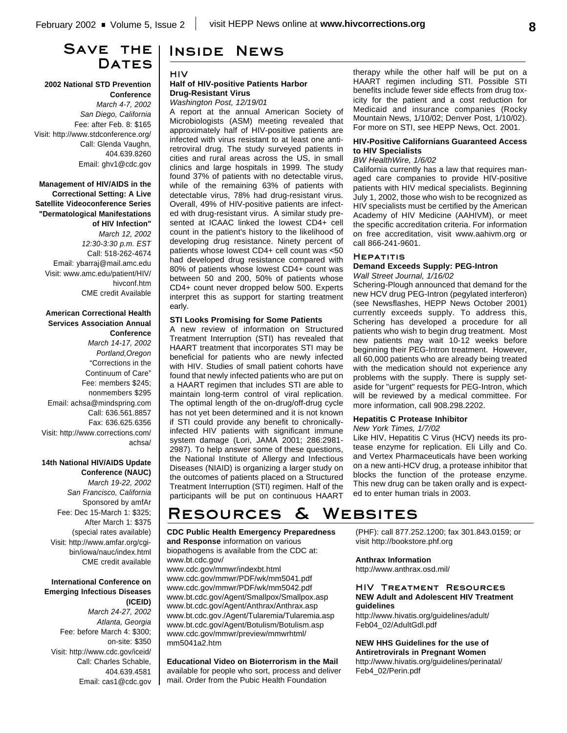# Save the Dates

**2002 National STD Prevention Conference**
*March 4-7, 2002*
*San Diego, California*
Fee: after Feb. 8: $165
Visit: http://www.stdconference.org/
Call: Glenda Vaughn, 404.639.8260
Email: ghv1@cdc.gov

**Management of HIV/AIDS in the Correctional Setting: A Live Satellite Videoconference Series "Dermatological Manifestations of HIV Infection"**
*March 12, 2002*
*12:30-3:30 p.m. EST*
Call: 518-262-4674
Email: ybarraj@mail.amc.edu
Visit: www.amc.edu/patient/HIV/hivconf.htm
CME credit Available

**American Correctional Health Services Association Annual Conference**
*March 14-17, 2002*
*Portland,Oregon*
"Corrections in the Continuum of Care"
Fee: members $245; nonmembers $295
Email: achsa@mindspring.com
Call: 636.561.8857
Fax: 636.625.6356
Visit: http://www.corrections.com/achsa/

**14th National HIV/AIDS Update Conference (NAUC)**
*March 19-22, 2002*
*San Francisco, California*
Sponsored by amfAr
Fee: Dec 15-March 1: $325; After March 1: $375 (special rates available)
Visit: http://www.amfar.org/cgi-bin/iowa/nauc/index.html
CME credit available

**International Conference on Emerging Infectious Diseases (ICEID)**
*March 24-27, 2002*
*Atlanta, Georgia*
Fee: before March 4: $300; on-site: $350
Visit: http://www.cdc.gov/iceid/
Call: Charles Schable, 404.639.4581
Email: cas1@cdc.gov

# Inside News

## HIV

### Half of HIV-positive Patients Harbor Drug-Resistant Virus

*Washington Post, 12/19/01*

A report at the annual American Society of Microbiologists (ASM) meeting revealed that approximately half of HIV-positive patients are infected with virus resistant to at least one antiretroviral drug. The study surveyed patients in cities and rural areas across the US, in small clinics and large hospitals in 1999. The study found 37% of patients with no detectable virus, while of the remaining 63% of patients with detectable virus, 78% had drug-resistant virus. Overall, 49% of HIV-positive patients are infected with drug-resistant virus. A similar study presented at ICAAC linked the lowest CD4+ cell count in the patient's history to the likelihood of developing drug resistance. Ninety percent of patients whose lowest CD4+ cell count was <50 had developed drug resistance compared with 80% of patients whose lowest CD4+ count was between 50 and 200, 50% of patients whose CD4+ count never dropped below 500. Experts interpret this as support for starting treatment early.

### STI Looks Promising for Some Patients

A new review of information on Structured Treatment Interruption (STI) has revealed that HAART treatment that incorporates STI may be beneficial for patients who are newly infected with HIV. Studies of small patient cohorts have found that newly infected patients who are put on a HAART regimen that includes STI are able to maintain long-term control of viral replication. The optimal length of the on-drug/off-drug cycle has not yet been determined and it is not known if STI could provide any benefit to chronically-infected HIV patients with significant immune system damage (Lori, JAMA 2001; 286:2981-2987). To help answer some of these questions, the National Institute of Allergy and Infectious Diseases (NIAID) is organizing a larger study on the outcomes of patients placed on a Structured Treatment Interruption (STI) regimen. Half of the participants will be put on continuous HAART therapy while the other half will be put on a HAART regimen including STI. Possible STI benefits include fewer side effects from drug toxicity for the patient and a cost reduction for Medicaid and insurance companies (Rocky Mountain News, 1/10/02; Denver Post, 1/10/02). For more on STI, see HEPP News, Oct. 2001.

### HIV-Positive Californians Guaranteed Access to HIV Specialists

*BW HealthWire, 1/6/02*

California currently has a law that requires managed care companies to provide HIV-positive patients with HIV medical specialists. Beginning July 1, 2002, those who wish to be recognized as HIV specialists must be certified by the American Academy of HIV Medicine (AAHIVM), or meet the specific accreditation criteria. For information on free accreditation, visit www.aahivm.org or call 866-241-9601.

## Hepatitis

### Demand Exceeds Supply: PEG-Intron

*Wall Street Journal, 1/16/02*

Schering-Plough announced that demand for the new HCV drug PEG-Intron (pegylated interferon) (see Newsflashes, HEPP News October 2001) currently exceeds supply. To address this, Schering has developed a procedure for all patients who wish to begin drug treatment. Most new patients may wait 10-12 weeks before beginning their PEG-Intron treatment. However, all 60,000 patients who are already being treated with the medication should not experience any problems with the supply. There is supply set-aside for "urgent" requests for PEG-Intron, which will be reviewed by a medical committee. For more information, call 908.298.2202.

### Hepatitis C Protease Inhibitor

*New York Times, 1/7/02*

Like HIV, Hepatitis C Virus (HCV) needs its protease enzyme for replication. Eli Lilly and Co. and Vertex Pharmaceuticals have been working on a new anti-HCV drug, a protease inhibitor that blocks the function of the protease enzyme. This new drug can be taken orally and is expected to enter human trials in 2003.

# Resources & Websites

**CDC Public Health Emergency Preparedness and Response** information on various biopathogens is available from the CDC at:
www.bt.cdc.gov/
www.cdc.gov/mmwr/indexbt.html
www.cdc.gov/mmwr/PDF/wk/mm5041.pdf
www.cdc.gov/mmwr/PDF/wk/mm5042.pdf
www.bt.cdc.gov/Agent/Smallpox/Smallpox.asp
www.bt.cdc.gov/Agent/Anthrax/Anthrax.asp
www.bt.cdc.gov./Agent/Tularemia/Tularemia.asp
www.bt.cdc.gov/Agent/Botulism/Botulism.asp
www.cdc.gov/mmwr/preview/mmwrhtml/mm5041a2.htm

**Educational Video on Bioterrorism in the Mail** available for people who sort, process and deliver mail. Order from the Pubic Health Foundation (PHF): call 877.252.1200; fax 301.843.0159; or visit http://bookstore.phf.org

**Anthrax Information**
http://www.anthrax.osd.mil/

## HIV Treatment Resources

**NEW Adult and Adolescent HIV Treatment guidelines**
http://www.hivatis.org/guidelines/adult/Feb04_02/AdultGdl.pdf

**NEW HHS Guidelines for the use of Antiretrovirals in Pregnant Women**
http://www.hivatis.org/guidelines/perinatal/Feb4_02/Perin.pdf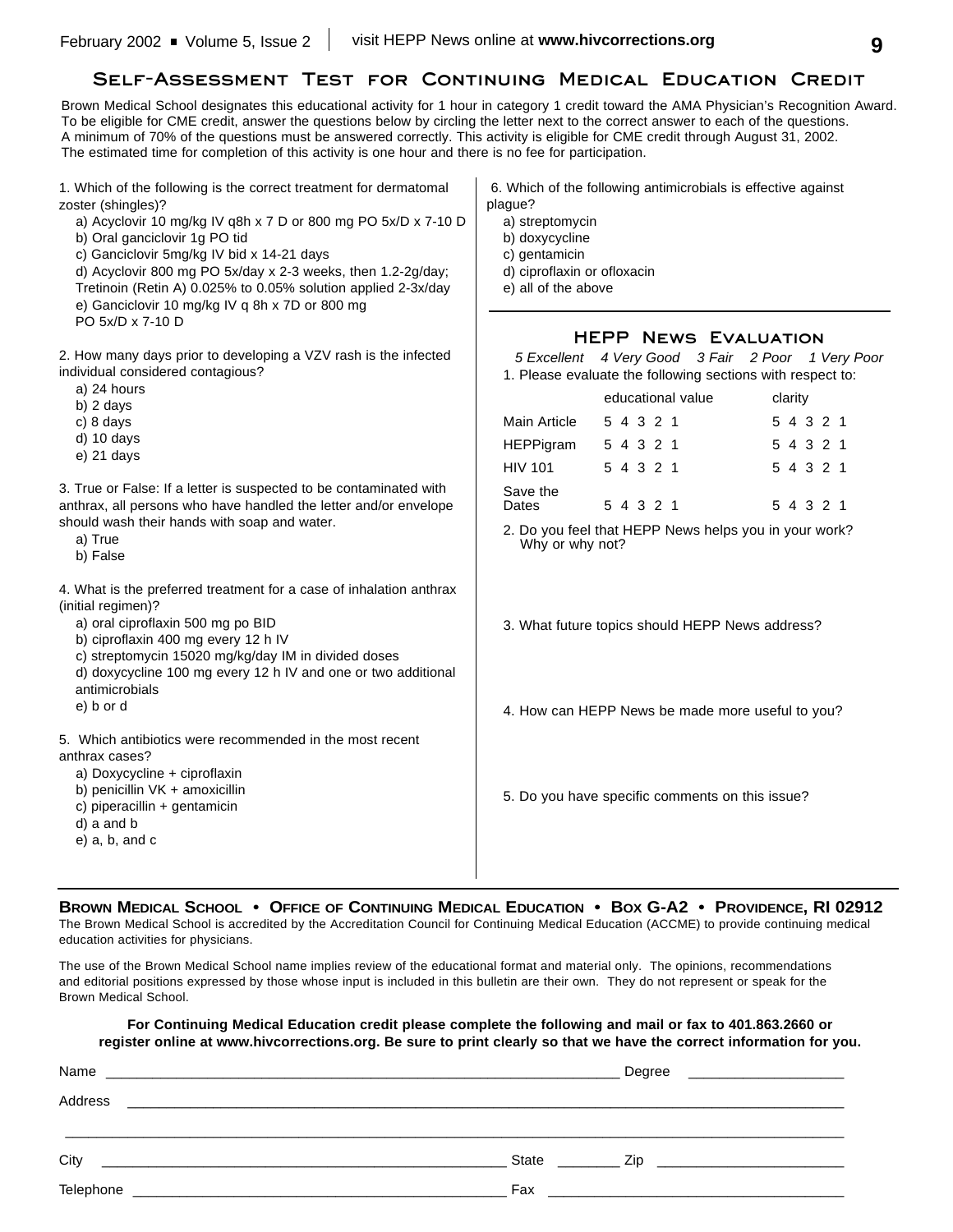## Self-Assessment Test for Continuing Medical Education Credit

Brown Medical School designates this educational activity for 1 hour in category 1 credit toward the AMA Physician's Recognition Award. To be eligible for CME credit, answer the questions below by circling the letter next to the correct answer to each of the questions. A minimum of 70% of the questions must be answered correctly. This activity is eligible for CME credit through August 31, 2002. The estimated time for completion of this activity is one hour and there is no fee for participation.

1. Which of the following is the correct treatment for dermatomal zoster (shingles)?
   - a) Acyclovir 10 mg/kg IV q8h x 7 D or 800 mg PO 5x/D x 7-10 D
   - b) Oral ganciclovir 1g PO tid
   - c) Ganciclovir 5mg/kg IV bid x 14-21 days
   - d) Acyclovir 800 mg PO 5x/day x 2-3 weeks, then 1.2-2g/day; Tretinoin (Retin A) 0.025% to 0.05% solution applied 2-3x/day
   - e) Ganciclovir 10 mg/kg IV q 8h x 7D or 800 mg PO 5x/D x 7-10 D

2. How many days prior to developing a VZV rash is the infected individual considered contagious?
   - a) 24 hours
   - b) 2 days
   - c) 8 days
   - d) 10 days
   - e) 21 days

3. True or False: If a letter is suspected to be contaminated with anthrax, all persons who have handled the letter and/or envelope should wash their hands with soap and water.
   - a) True
   - b) False

4. What is the preferred treatment for a case of inhalation anthrax (initial regimen)?
   - a) oral ciproflaxin 500 mg po BID
   - b) ciproflaxin 400 mg every 12 h IV
   - c) streptomycin 15020 mg/kg/day IM in divided doses
   - d) doxycycline 100 mg every 12 h IV and one or two additional antimicrobials
   - e) b or d

5. Which antibiotics were recommended in the most recent anthrax cases?
   - a) Doxycycline + ciproflaxin
   - b) penicillin VK + amoxicillin
   - c) piperacillin + gentamicin
   - d) a and b
   - e) a, b, and c

6. Which of the following antimicrobials is effective against plague?
   - a) streptomycin
   - b) doxycycline
   - c) gentamicin
   - d) ciproflaxin or ofloxacin
   - e) all of the above

## HEPP News Evaluation

*5 Excellent 4 Very Good 3 Fair 2 Poor 1 Very Poor*

1. Please evaluate the following sections with respect to:

| | educational value | clarity |
|---|---|---|
| Main Article | 5 4 3 2 1 | 5 4 3 2 1 |
| HEPPigram | 5 4 3 2 1 | 5 4 3 2 1 |
| HIV 101 | 5 4 3 2 1 | 5 4 3 2 1 |
| Save the Dates | 5 4 3 2 1 | 5 4 3 2 1 |

2. Do you feel that HEPP News helps you in your work? Why or why not?

3. What future topics should HEPP News address?

4. How can HEPP News be made more useful to you?

5. Do you have specific comments on this issue?

---

**Brown Medical School • Office of Continuing Medical Education • Box G-A2 • Providence, RI 02912**

The Brown Medical School is accredited by the Accreditation Council for Continuing Medical Education (ACCME) to provide continuing medical education activities for physicians.

The use of the Brown Medical School name implies review of the educational format and material only. The opinions, recommendations and editorial positions expressed by those whose input is included in this bulletin are their own. They do not represent or speak for the Brown Medical School.

**For Continuing Medical Education credit please complete the following and mail or fax to 401.863.2660 or register online at www.hivcorrections.org. Be sure to print clearly so that we have the correct information for you.**

Name ______________________________ Degree ____________

Address ______________________________________________

______________________________________________________

City ________________________ State ________ Zip ____________

Telephone ______________________ Fax ______________________